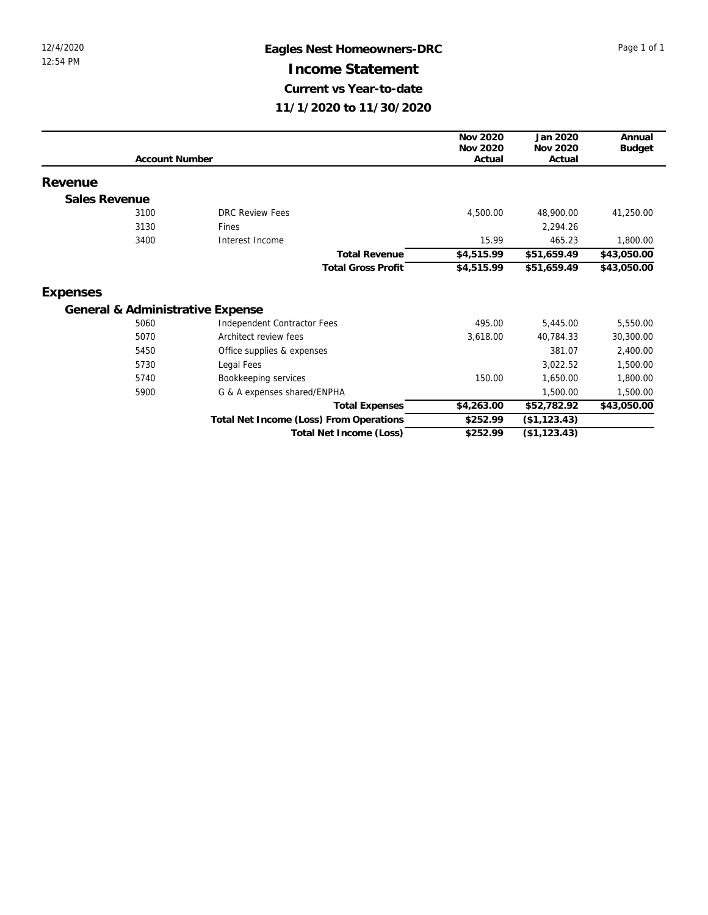12/4/2020
12:54 PM

# Eagles Nest Homeowners-DRC

## Income Statement

### Current vs Year-to-date

### 11/1/2020 to 11/30/2020

| Account Number | | Nov 2020 Nov 2020 Actual | Jan 2020 Nov 2020 Actual | Annual Budget |
|---|---|---|---|---|
| **Revenue** | | | | |
| **Sales Revenue** | | | | |
| 3100 | DRC Review Fees | 4,500.00 | 48,900.00 | 41,250.00 |
| 3130 | Fines | | 2,294.26 | |
| 3400 | Interest Income | 15.99 | 465.23 | 1,800.00 |
| | **Total Revenue** | **$4,515.99** | **$51,659.49** | **$43,050.00** |
| | **Total Gross Profit** | **$4,515.99** | **$51,659.49** | **$43,050.00** |
| **Expenses** | | | | |
| **General & Administrative Expense** | | | | |
| 5060 | Independent Contractor Fees | 495.00 | 5,445.00 | 5,550.00 |
| 5070 | Architect review fees | 3,618.00 | 40,784.33 | 30,300.00 |
| 5450 | Office supplies & expenses | | 381.07 | 2,400.00 |
| 5730 | Legal Fees | | 3,022.52 | 1,500.00 |
| 5740 | Bookkeeping services | 150.00 | 1,650.00 | 1,800.00 |
| 5900 | G & A expenses shared/ENPHA | | 1,500.00 | 1,500.00 |
| | **Total Expenses** | **$4,263.00** | **$52,782.92** | **$43,050.00** |
| | **Total Net Income (Loss) From Operations** | **$252.99** | **($1,123.43)** | |
| | **Total Net Income (Loss)** | **$252.99** | **($1,123.43)** | |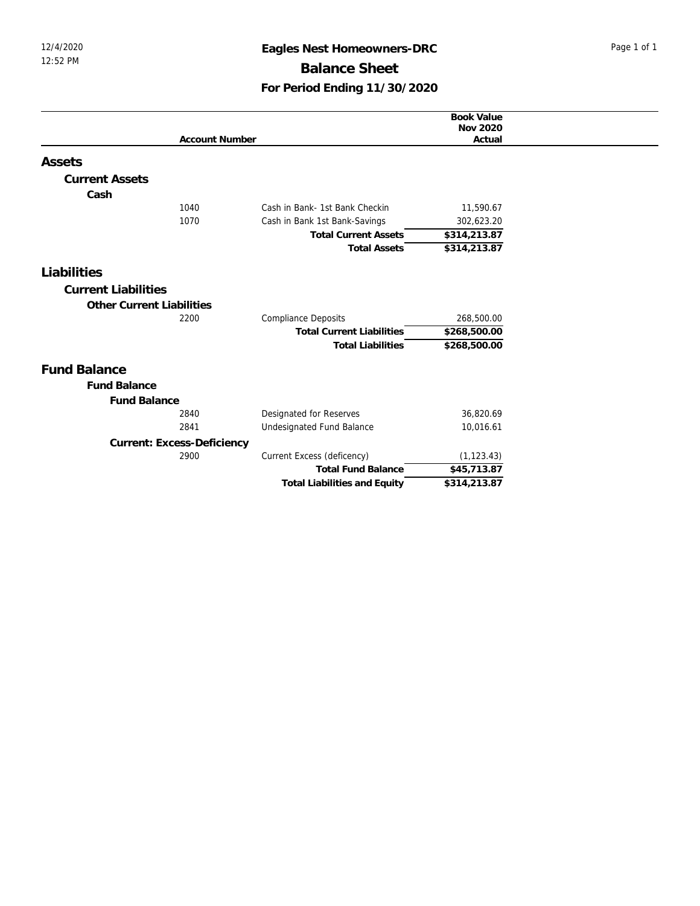# Eagles Nest Homeowners-DRC

## Balance Sheet

### For Period Ending 11/30/2020

| Account Number | | Book Value Nov 2020 Actual |
|---|---|---|
| **Assets** | | |
| **Current Assets** | | |
| **Cash** | | |
| 1040 | Cash in Bank- 1st Bank Checkin | 11,590.67 |
| 1070 | Cash in Bank 1st Bank-Savings | 302,623.20 |
| | **Total Current Assets** | **$314,213.87** |
| | **Total Assets** | **$314,213.87** |
| **Liabilities** | | |
| **Current Liabilities** | | |
| **Other Current Liabilities** | | |
| 2200 | Compliance Deposits | 268,500.00 |
| | **Total Current Liabilities** | **$268,500.00** |
| | **Total Liabilities** | **$268,500.00** |
| **Fund Balance** | | |
| **Fund Balance** | | |
| **Fund Balance** | | |
| 2840 | Designated for Reserves | 36,820.69 |
| 2841 | Undesignated Fund Balance | 10,016.61 |
| **Current: Excess-Deficiency** | | |
| 2900 | Current Excess (deficency) | (1,123.43) |
| | **Total Fund Balance** | **$45,713.87** |
| | **Total Liabilities and Equity** | **$314,213.87** |